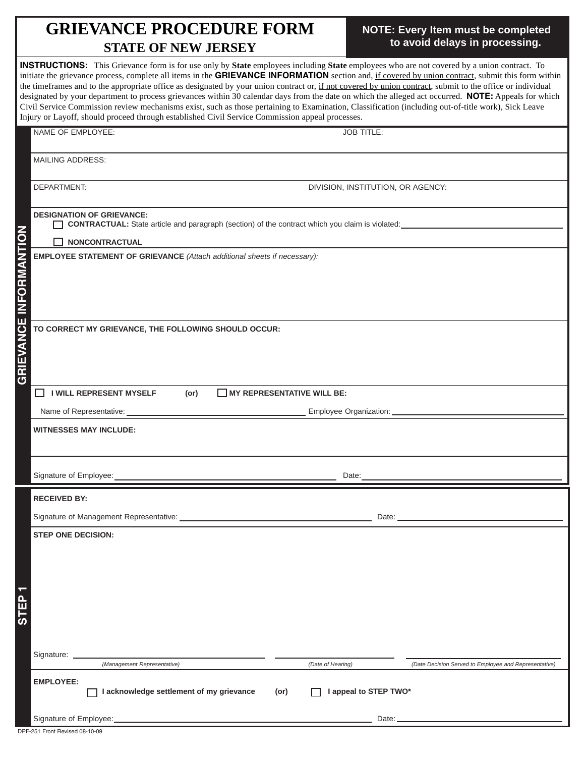# GRIEVANCE PROCEDURE FORM

## STATE OF NEW JERSEY

**NOTE: Every Item must be completed to avoid delays in processing.**

**INSTRUCTIONS:** This Grievance form is for use only by **State** employees including **State** employees who are not covered by a union contract. To initiate the grievance process, complete all items in the **GRIEVANCE INFORMATION** section and, if covered by union contract, submit this form within the timeframes and to the appropriate office as designated by your union contract or, if not covered by union contract, submit to the office or individual designated by your department to process grievances within 30 calendar days from the date on which the alleged act occurred. **NOTE:** Appeals for which Civil Service Commission review mechanisms exist, such as those pertaining to Examination, Classification (including out-of-title work), Sick Leave Injury or Layoff, should proceed through established Civil Service Commission appeal processes.

## GRIEVANCE INFORMATION

NAME OF EMPLOYEE: JOB TITLE:

MAILING ADDRESS:

DEPARTMENT: DIVISION, INSTITUTION, OR AGENCY:

**DESIGNATION OF GRIEVANCE:**

☐ **CONTRACTUAL:** State article and paragraph (section) of the contract which you claim is violated: ______

☐ **NONCONTRACTUAL**

**EMPLOYEE STATEMENT OF GRIEVANCE** *(Attach additional sheets if necessary):*

**TO CORRECT MY GRIEVANCE, THE FOLLOWING SHOULD OCCUR:**

☐ **I WILL REPRESENT MYSELF** **(or)** ☐ **MY REPRESENTATIVE WILL BE:**

Name of Representative: ______ Employee Organization: ______

**WITNESSES MAY INCLUDE:**

Signature of Employee: ______ Date: ______

## STEP 1

**RECEIVED BY:**

Signature of Management Representative: ______ Date: ______

**STEP ONE DECISION:**

Signature: ______ ______ ______

*(Management Representative)* *(Date of Hearing)* *(Date Decision Served to Employee and Representative)*

**EMPLOYEE:**

☐ **I acknowledge settlement of my grievance** **(or)** ☐ **I appeal to STEP TWO***

Signature of Employee: ______ Date: ______

DPF-251 Front Revised 08-10-09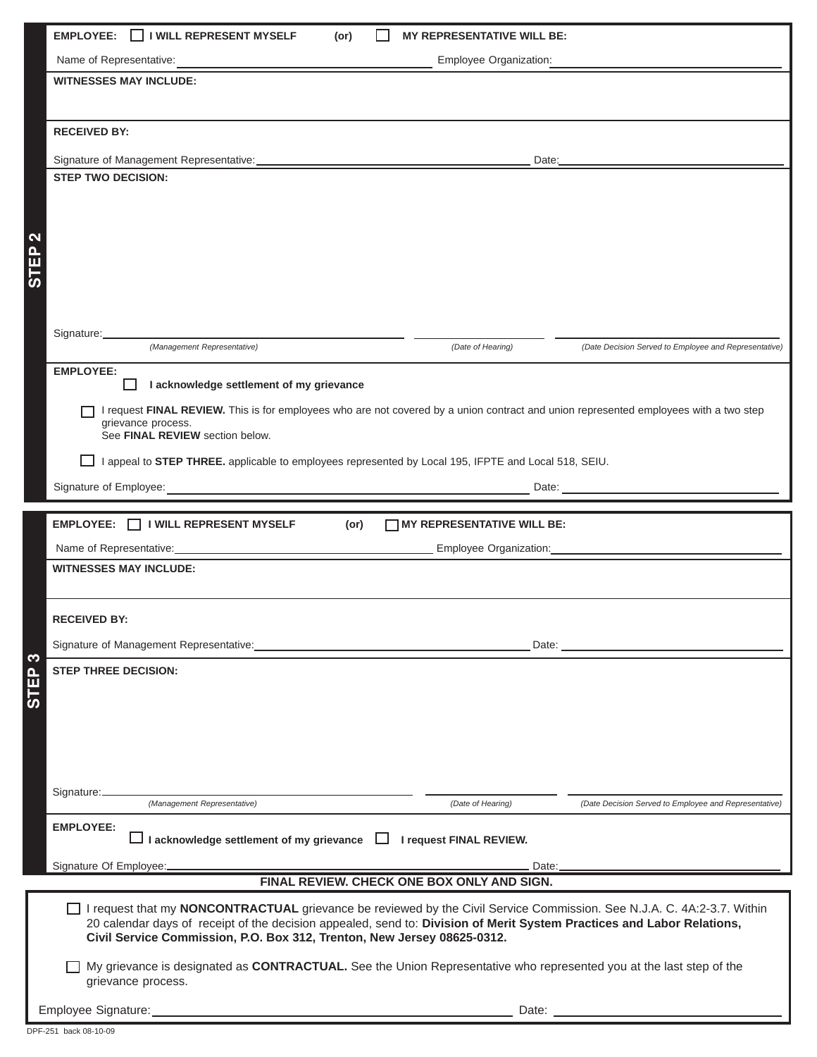## STEP 2

**EMPLOYEE:** ☐ **I WILL REPRESENT MYSELF** (or) ☐ **MY REPRESENTATIVE WILL BE:**

Name of Representative: ______________________ Employee Organization: ______________________

**WITNESSES MAY INCLUDE:**

**RECEIVED BY:**

Signature of Management Representative: ______________________ Date: ______________________

**STEP TWO DECISION:**

Signature: ______________________ ______________________ ______________________

*(Management Representative)* *(Date of Hearing)* *(Date Decision Served to Employee and Representative)*

**EMPLOYEE:**

☐ **I acknowledge settlement of my grievance**

☐ I request **FINAL REVIEW.** This is for employees who are not covered by a union contract and union represented employees with a two step grievance process.
See **FINAL REVIEW** section below.

☐ I appeal to **STEP THREE.** applicable to employees represented by Local 195, IFPTE and Local 518, SEIU.

Signature of Employee: ______________________ Date: ______________________

## STEP 3

**EMPLOYEE:** ☐ **I WILL REPRESENT MYSELF** (or) ☐ **MY REPRESENTATIVE WILL BE:**

Name of Representative: ______________________ Employee Organization: ______________________

**WITNESSES MAY INCLUDE:**

**RECEIVED BY:**

Signature of Management Representative: ______________________ Date: ______________________

**STEP THREE DECISION:**

Signature: ______________________ ______________________ ______________________

*(Management Representative)* *(Date of Hearing)* *(Date Decision Served to Employee and Representative)*

**EMPLOYEE:**

☐ **I acknowledge settlement of my grievance** ☐ **I request FINAL REVIEW.**

Signature Of Employee: ______________________ Date: ______________________

## FINAL REVIEW. CHECK ONE BOX ONLY AND SIGN.

☐ I request that my **NONCONTRACTUAL** grievance be reviewed by the Civil Service Commission. See N.J.A. C. 4A:2-3.7. Within 20 calendar days of receipt of the decision appealed, send to: **Division of Merit System Practices and Labor Relations, Civil Service Commission, P.O. Box 312, Trenton, New Jersey 08625-0312.**

☐ My grievance is designated as **CONTRACTUAL.** See the Union Representative who represented you at the last step of the grievance process.

Employee Signature: ______________________ Date: ______________________

DPF-251 back 08-10-09